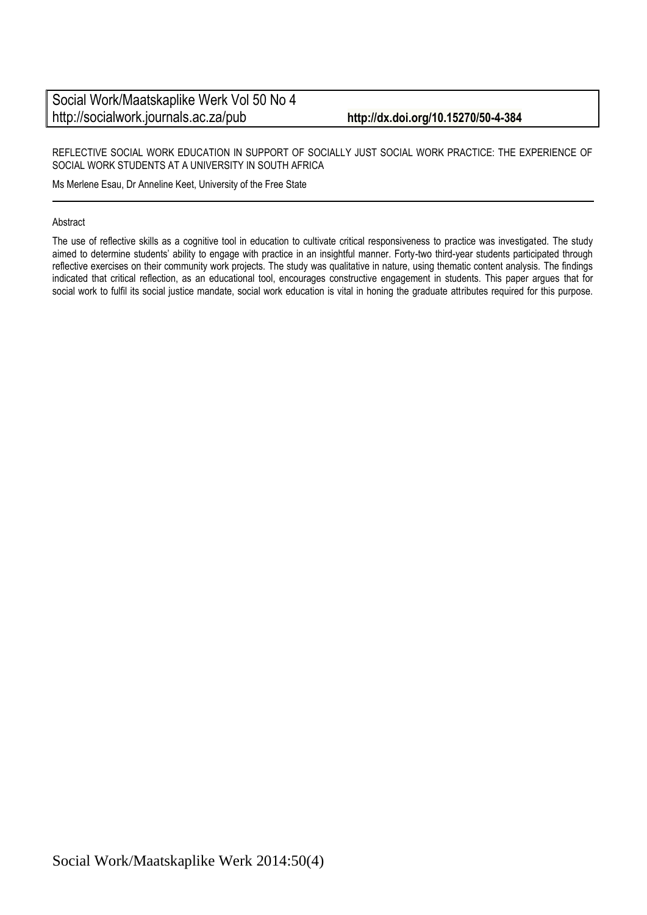REFLECTIVE SOCIAL WORK EDUCATION IN SUPPORT OF SOCIALLY JUST SOCIAL WORK PRACTICE: THE EXPERIENCE OF SOCIAL WORK STUDENTS AT A UNIVERSITY IN SOUTH AFRICA

Ms Merlene Esau, Dr Anneline Keet, University of the Free State

Abstract

The use of reflective skills as a cognitive tool in education to cultivate critical responsiveness to practice was investigated. The study aimed to determine students' ability to engage with practice in an insightful manner. Forty-two third-year students participated through reflective exercises on their community work projects. The study was qualitative in nature, using thematic content analysis. The findings indicated that critical reflection, as an educational tool, encourages constructive engagement in students. This paper argues that for social work to fulfil its social justice mandate, social work education is vital in honing the graduate attributes required for this purpose.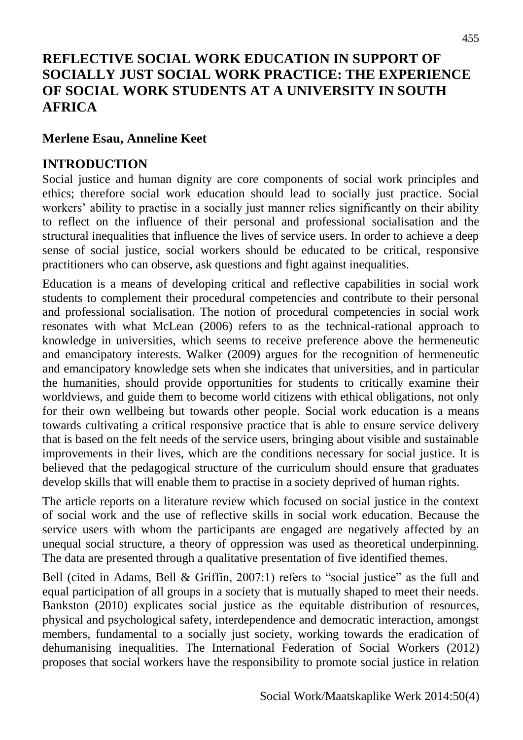# REFLECTIVE SOCIAL WORK EDUCATION IN SUPPORT OF SOCIALLY JUST SOCIAL WORK PRACTICE: THE EXPERIENCE OF SOCIAL WORK STUDENTS AT A UNIVERSITY IN SOUTH AFRICA

**Merlene Esau, Anneline Keet**

## INTRODUCTION

Social justice and human dignity are core components of social work principles and ethics; therefore social work education should lead to socially just practice. Social workers' ability to practise in a socially just manner relies significantly on their ability to reflect on the influence of their personal and professional socialisation and the structural inequalities that influence the lives of service users. In order to achieve a deep sense of social justice, social workers should be educated to be critical, responsive practitioners who can observe, ask questions and fight against inequalities.

Education is a means of developing critical and reflective capabilities in social work students to complement their procedural competencies and contribute to their personal and professional socialisation. The notion of procedural competencies in social work resonates with what McLean (2006) refers to as the technical-rational approach to knowledge in universities, which seems to receive preference above the hermeneutic and emancipatory interests. Walker (2009) argues for the recognition of hermeneutic and emancipatory knowledge sets when she indicates that universities, and in particular the humanities, should provide opportunities for students to critically examine their worldviews, and guide them to become world citizens with ethical obligations, not only for their own wellbeing but towards other people. Social work education is a means towards cultivating a critical responsive practice that is able to ensure service delivery that is based on the felt needs of the service users, bringing about visible and sustainable improvements in their lives, which are the conditions necessary for social justice. It is believed that the pedagogical structure of the curriculum should ensure that graduates develop skills that will enable them to practise in a society deprived of human rights.

The article reports on a literature review which focused on social justice in the context of social work and the use of reflective skills in social work education. Because the service users with whom the participants are engaged are negatively affected by an unequal social structure, a theory of oppression was used as theoretical underpinning. The data are presented through a qualitative presentation of five identified themes.

Bell (cited in Adams, Bell & Griffin, 2007:1) refers to "social justice" as the full and equal participation of all groups in a society that is mutually shaped to meet their needs. Bankston (2010) explicates social justice as the equitable distribution of resources, physical and psychological safety, interdependence and democratic interaction, amongst members, fundamental to a socially just society, working towards the eradication of dehumanising inequalities. The International Federation of Social Workers (2012) proposes that social workers have the responsibility to promote social justice in relation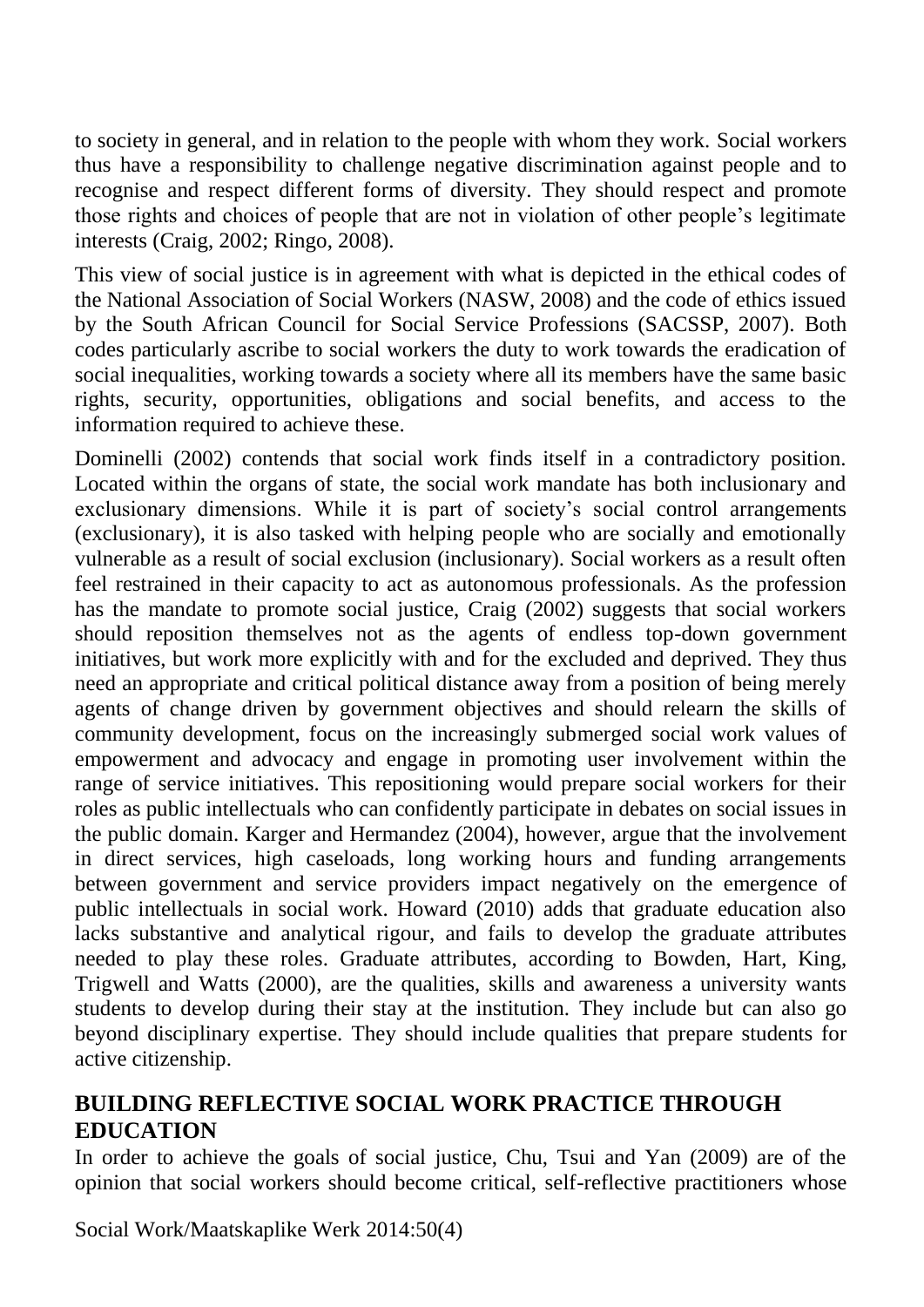to society in general, and in relation to the people with whom they work. Social workers thus have a responsibility to challenge negative discrimination against people and to recognise and respect different forms of diversity. They should respect and promote those rights and choices of people that are not in violation of other people's legitimate interests (Craig, 2002; Ringo, 2008).

This view of social justice is in agreement with what is depicted in the ethical codes of the National Association of Social Workers (NASW, 2008) and the code of ethics issued by the South African Council for Social Service Professions (SACSSP, 2007). Both codes particularly ascribe to social workers the duty to work towards the eradication of social inequalities, working towards a society where all its members have the same basic rights, security, opportunities, obligations and social benefits, and access to the information required to achieve these.

Dominelli (2002) contends that social work finds itself in a contradictory position. Located within the organs of state, the social work mandate has both inclusionary and exclusionary dimensions. While it is part of society's social control arrangements (exclusionary), it is also tasked with helping people who are socially and emotionally vulnerable as a result of social exclusion (inclusionary). Social workers as a result often feel restrained in their capacity to act as autonomous professionals. As the profession has the mandate to promote social justice, Craig (2002) suggests that social workers should reposition themselves not as the agents of endless top-down government initiatives, but work more explicitly with and for the excluded and deprived. They thus need an appropriate and critical political distance away from a position of being merely agents of change driven by government objectives and should relearn the skills of community development, focus on the increasingly submerged social work values of empowerment and advocacy and engage in promoting user involvement within the range of service initiatives. This repositioning would prepare social workers for their roles as public intellectuals who can confidently participate in debates on social issues in the public domain. Karger and Hermandez (2004), however, argue that the involvement in direct services, high caseloads, long working hours and funding arrangements between government and service providers impact negatively on the emergence of public intellectuals in social work. Howard (2010) adds that graduate education also lacks substantive and analytical rigour, and fails to develop the graduate attributes needed to play these roles. Graduate attributes, according to Bowden, Hart, King, Trigwell and Watts (2000), are the qualities, skills and awareness a university wants students to develop during their stay at the institution. They include but can also go beyond disciplinary expertise. They should include qualities that prepare students for active citizenship.

## BUILDING REFLECTIVE SOCIAL WORK PRACTICE THROUGH EDUCATION

In order to achieve the goals of social justice, Chu, Tsui and Yan (2009) are of the opinion that social workers should become critical, self-reflective practitioners whose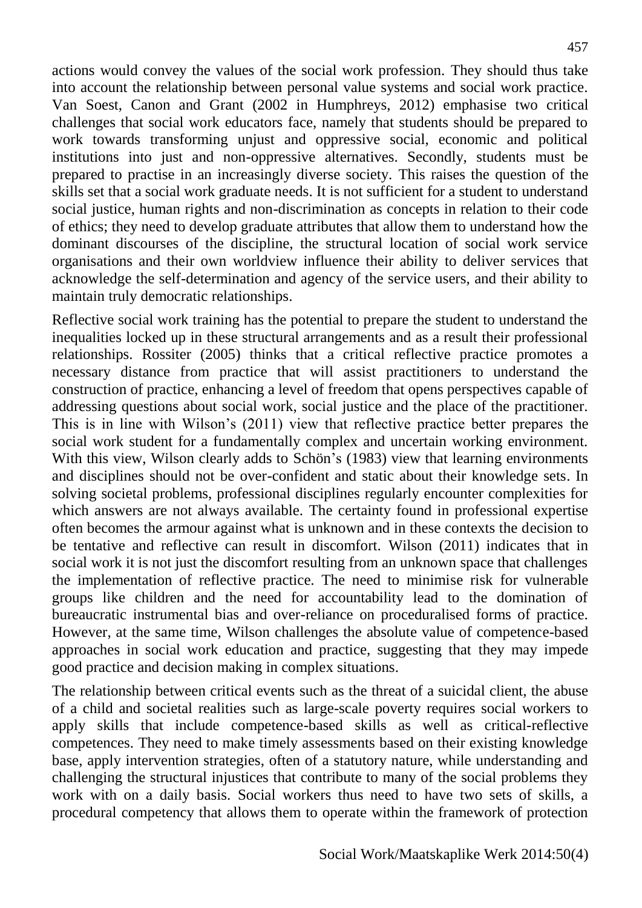actions would convey the values of the social work profession. They should thus take into account the relationship between personal value systems and social work practice. Van Soest, Canon and Grant (2002 in Humphreys, 2012) emphasise two critical challenges that social work educators face, namely that students should be prepared to work towards transforming unjust and oppressive social, economic and political institutions into just and non-oppressive alternatives. Secondly, students must be prepared to practise in an increasingly diverse society. This raises the question of the skills set that a social work graduate needs. It is not sufficient for a student to understand social justice, human rights and non-discrimination as concepts in relation to their code of ethics; they need to develop graduate attributes that allow them to understand how the dominant discourses of the discipline, the structural location of social work service organisations and their own worldview influence their ability to deliver services that acknowledge the self-determination and agency of the service users, and their ability to maintain truly democratic relationships.

Reflective social work training has the potential to prepare the student to understand the inequalities locked up in these structural arrangements and as a result their professional relationships. Rossiter (2005) thinks that a critical reflective practice promotes a necessary distance from practice that will assist practitioners to understand the construction of practice, enhancing a level of freedom that opens perspectives capable of addressing questions about social work, social justice and the place of the practitioner. This is in line with Wilson's (2011) view that reflective practice better prepares the social work student for a fundamentally complex and uncertain working environment. With this view, Wilson clearly adds to Schön's (1983) view that learning environments and disciplines should not be over-confident and static about their knowledge sets. In solving societal problems, professional disciplines regularly encounter complexities for which answers are not always available. The certainty found in professional expertise often becomes the armour against what is unknown and in these contexts the decision to be tentative and reflective can result in discomfort. Wilson (2011) indicates that in social work it is not just the discomfort resulting from an unknown space that challenges the implementation of reflective practice. The need to minimise risk for vulnerable groups like children and the need for accountability lead to the domination of bureaucratic instrumental bias and over-reliance on proceduralised forms of practice. However, at the same time, Wilson challenges the absolute value of competence-based approaches in social work education and practice, suggesting that they may impede good practice and decision making in complex situations.

The relationship between critical events such as the threat of a suicidal client, the abuse of a child and societal realities such as large-scale poverty requires social workers to apply skills that include competence-based skills as well as critical-reflective competences. They need to make timely assessments based on their existing knowledge base, apply intervention strategies, often of a statutory nature, while understanding and challenging the structural injustices that contribute to many of the social problems they work with on a daily basis. Social workers thus need to have two sets of skills, a procedural competency that allows them to operate within the framework of protection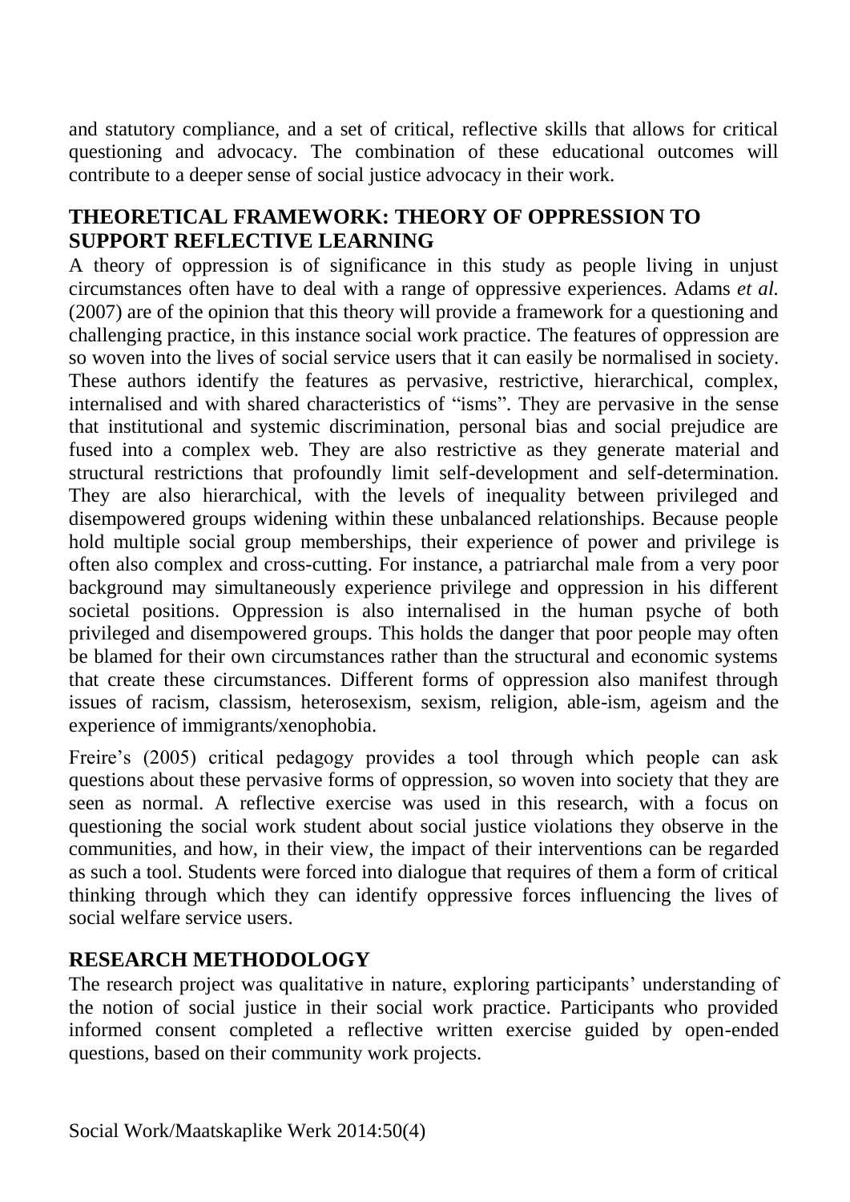and statutory compliance, and a set of critical, reflective skills that allows for critical questioning and advocacy. The combination of these educational outcomes will contribute to a deeper sense of social justice advocacy in their work.

## THEORETICAL FRAMEWORK: THEORY OF OPPRESSION TO SUPPORT REFLECTIVE LEARNING

A theory of oppression is of significance in this study as people living in unjust circumstances often have to deal with a range of oppressive experiences. Adams *et al.* (2007) are of the opinion that this theory will provide a framework for a questioning and challenging practice, in this instance social work practice. The features of oppression are so woven into the lives of social service users that it can easily be normalised in society. These authors identify the features as pervasive, restrictive, hierarchical, complex, internalised and with shared characteristics of "isms". They are pervasive in the sense that institutional and systemic discrimination, personal bias and social prejudice are fused into a complex web. They are also restrictive as they generate material and structural restrictions that profoundly limit self-development and self-determination. They are also hierarchical, with the levels of inequality between privileged and disempowered groups widening within these unbalanced relationships. Because people hold multiple social group memberships, their experience of power and privilege is often also complex and cross-cutting. For instance, a patriarchal male from a very poor background may simultaneously experience privilege and oppression in his different societal positions. Oppression is also internalised in the human psyche of both privileged and disempowered groups. This holds the danger that poor people may often be blamed for their own circumstances rather than the structural and economic systems that create these circumstances. Different forms of oppression also manifest through issues of racism, classism, heterosexism, sexism, religion, able-ism, ageism and the experience of immigrants/xenophobia.

Freire's (2005) critical pedagogy provides a tool through which people can ask questions about these pervasive forms of oppression, so woven into society that they are seen as normal. A reflective exercise was used in this research, with a focus on questioning the social work student about social justice violations they observe in the communities, and how, in their view, the impact of their interventions can be regarded as such a tool. Students were forced into dialogue that requires of them a form of critical thinking through which they can identify oppressive forces influencing the lives of social welfare service users.

## RESEARCH METHODOLOGY

The research project was qualitative in nature, exploring participants' understanding of the notion of social justice in their social work practice. Participants who provided informed consent completed a reflective written exercise guided by open-ended questions, based on their community work projects.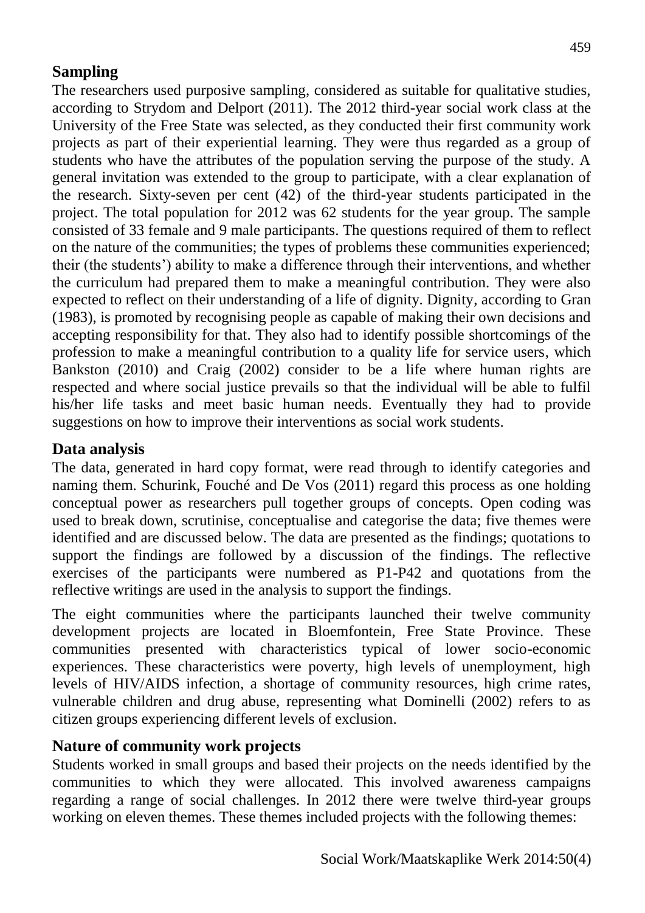## Sampling

The researchers used purposive sampling, considered as suitable for qualitative studies, according to Strydom and Delport (2011). The 2012 third-year social work class at the University of the Free State was selected, as they conducted their first community work projects as part of their experiential learning. They were thus regarded as a group of students who have the attributes of the population serving the purpose of the study. A general invitation was extended to the group to participate, with a clear explanation of the research. Sixty-seven per cent (42) of the third-year students participated in the project. The total population for 2012 was 62 students for the year group. The sample consisted of 33 female and 9 male participants. The questions required of them to reflect on the nature of the communities; the types of problems these communities experienced; their (the students') ability to make a difference through their interventions, and whether the curriculum had prepared them to make a meaningful contribution. They were also expected to reflect on their understanding of a life of dignity. Dignity, according to Gran (1983), is promoted by recognising people as capable of making their own decisions and accepting responsibility for that. They also had to identify possible shortcomings of the profession to make a meaningful contribution to a quality life for service users, which Bankston (2010) and Craig (2002) consider to be a life where human rights are respected and where social justice prevails so that the individual will be able to fulfil his/her life tasks and meet basic human needs. Eventually they had to provide suggestions on how to improve their interventions as social work students.

## Data analysis

The data, generated in hard copy format, were read through to identify categories and naming them. Schurink, Fouché and De Vos (2011) regard this process as one holding conceptual power as researchers pull together groups of concepts. Open coding was used to break down, scrutinise, conceptualise and categorise the data; five themes were identified and are discussed below. The data are presented as the findings; quotations to support the findings are followed by a discussion of the findings. The reflective exercises of the participants were numbered as P1-P42 and quotations from the reflective writings are used in the analysis to support the findings.

The eight communities where the participants launched their twelve community development projects are located in Bloemfontein, Free State Province. These communities presented with characteristics typical of lower socio-economic experiences. These characteristics were poverty, high levels of unemployment, high levels of HIV/AIDS infection, a shortage of community resources, high crime rates, vulnerable children and drug abuse, representing what Dominelli (2002) refers to as citizen groups experiencing different levels of exclusion.

## Nature of community work projects

Students worked in small groups and based their projects on the needs identified by the communities to which they were allocated. This involved awareness campaigns regarding a range of social challenges. In 2012 there were twelve third-year groups working on eleven themes. These themes included projects with the following themes: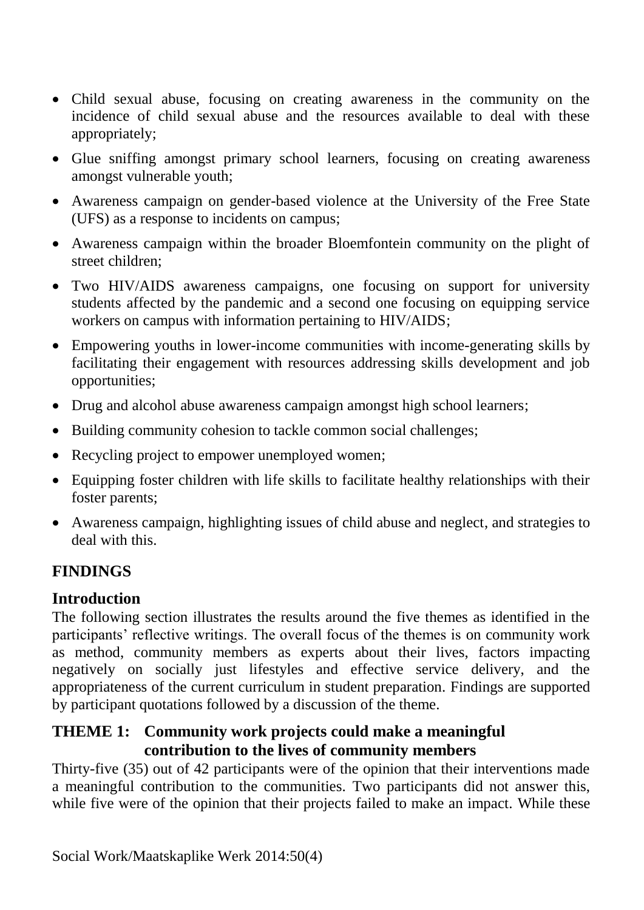- Child sexual abuse, focusing on creating awareness in the community on the incidence of child sexual abuse and the resources available to deal with these appropriately;
- Glue sniffing amongst primary school learners, focusing on creating awareness amongst vulnerable youth;
- Awareness campaign on gender-based violence at the University of the Free State (UFS) as a response to incidents on campus;
- Awareness campaign within the broader Bloemfontein community on the plight of street children;
- Two HIV/AIDS awareness campaigns, one focusing on support for university students affected by the pandemic and a second one focusing on equipping service workers on campus with information pertaining to HIV/AIDS;
- Empowering youths in lower-income communities with income-generating skills by facilitating their engagement with resources addressing skills development and job opportunities;
- Drug and alcohol abuse awareness campaign amongst high school learners;
- Building community cohesion to tackle common social challenges;
- Recycling project to empower unemployed women;
- Equipping foster children with life skills to facilitate healthy relationships with their foster parents;
- Awareness campaign, highlighting issues of child abuse and neglect, and strategies to deal with this.

## FINDINGS

### Introduction

The following section illustrates the results around the five themes as identified in the participants' reflective writings. The overall focus of the themes is on community work as method, community members as experts about their lives, factors impacting negatively on socially just lifestyles and effective service delivery, and the appropriateness of the current curriculum in student preparation. Findings are supported by participant quotations followed by a discussion of the theme.

### THEME 1: Community work projects could make a meaningful contribution to the lives of community members

Thirty-five (35) out of 42 participants were of the opinion that their interventions made a meaningful contribution to the communities. Two participants did not answer this, while five were of the opinion that their projects failed to make an impact. While these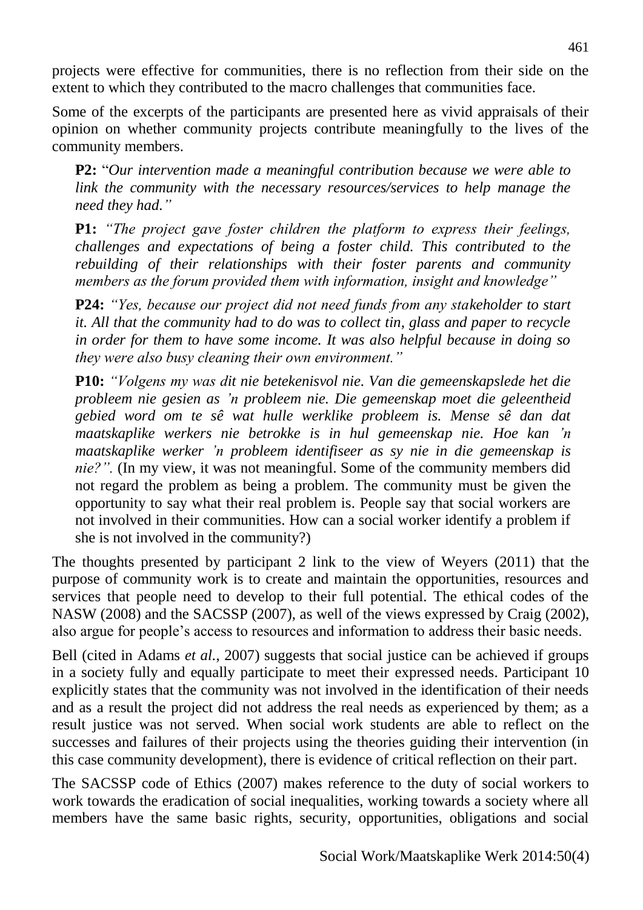projects were effective for communities, there is no reflection from their side on the extent to which they contributed to the macro challenges that communities face.

Some of the excerpts of the participants are presented here as vivid appraisals of their opinion on whether community projects contribute meaningfully to the lives of the community members.

> **P2:** "*Our intervention made a meaningful contribution because we were able to link the community with the necessary resources/services to help manage the need they had."*
>
> **P1:** *"The project gave foster children the platform to express their feelings, challenges and expectations of being a foster child. This contributed to the rebuilding of their relationships with their foster parents and community members as the forum provided them with information, insight and knowledge"*
>
> **P24:** *"Yes, because our project did not need funds from any stakeholder to start it. All that the community had to do was to collect tin, glass and paper to recycle in order for them to have some income. It was also helpful because in doing so they were also busy cleaning their own environment."*
>
> **P10:** *"Volgens my was dit nie betekenisvol nie. Van die gemeenskapslede het die probleem nie gesien as 'n probleem nie. Die gemeenskap moet die geleentheid gebied word om te sê wat hulle werklike probleem is. Mense sê dan dat maatskaplike werkers nie betrokke is in hul gemeenskap nie. Hoe kan 'n maatskaplike werker 'n probleem identifiseer as sy nie in die gemeenskap is nie?".* (In my view, it was not meaningful. Some of the community members did not regard the problem as being a problem. The community must be given the opportunity to say what their real problem is. People say that social workers are not involved in their communities. How can a social worker identify a problem if she is not involved in the community?)

The thoughts presented by participant 2 link to the view of Weyers (2011) that the purpose of community work is to create and maintain the opportunities, resources and services that people need to develop to their full potential. The ethical codes of the NASW (2008) and the SACSSP (2007), as well of the views expressed by Craig (2002), also argue for people's access to resources and information to address their basic needs.

Bell (cited in Adams *et al*., 2007) suggests that social justice can be achieved if groups in a society fully and equally participate to meet their expressed needs. Participant 10 explicitly states that the community was not involved in the identification of their needs and as a result the project did not address the real needs as experienced by them; as a result justice was not served. When social work students are able to reflect on the successes and failures of their projects using the theories guiding their intervention (in this case community development), there is evidence of critical reflection on their part.

The SACSSP code of Ethics (2007) makes reference to the duty of social workers to work towards the eradication of social inequalities, working towards a society where all members have the same basic rights, security, opportunities, obligations and social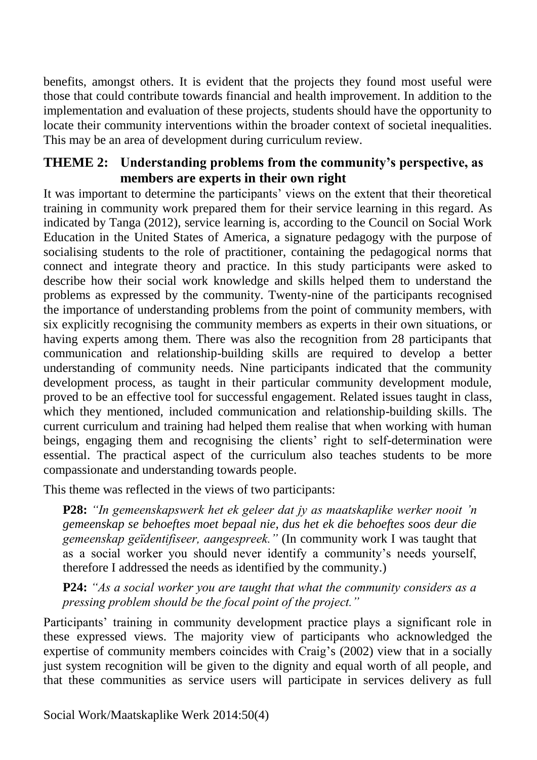benefits, amongst others. It is evident that the projects they found most useful were those that could contribute towards financial and health improvement. In addition to the implementation and evaluation of these projects, students should have the opportunity to locate their community interventions within the broader context of societal inequalities. This may be an area of development during curriculum review.

### THEME 2: Understanding problems from the community's perspective, as members are experts in their own right

It was important to determine the participants' views on the extent that their theoretical training in community work prepared them for their service learning in this regard. As indicated by Tanga (2012), service learning is, according to the Council on Social Work Education in the United States of America, a signature pedagogy with the purpose of socialising students to the role of practitioner, containing the pedagogical norms that connect and integrate theory and practice. In this study participants were asked to describe how their social work knowledge and skills helped them to understand the problems as expressed by the community. Twenty-nine of the participants recognised the importance of understanding problems from the point of community members, with six explicitly recognising the community members as experts in their own situations, or having experts among them. There was also the recognition from 28 participants that communication and relationship-building skills are required to develop a better understanding of community needs. Nine participants indicated that the community development process, as taught in their particular community development module, proved to be an effective tool for successful engagement. Related issues taught in class, which they mentioned, included communication and relationship-building skills. The current curriculum and training had helped them realise that when working with human beings, engaging them and recognising the clients' right to self-determination were essential. The practical aspect of the curriculum also teaches students to be more compassionate and understanding towards people.

This theme was reflected in the views of two participants:

> **P28:** *"In gemeenskapswerk het ek geleer dat jy as maatskaplike werker nooit 'n gemeenskap se behoeftes moet bepaal nie, dus het ek die behoeftes soos deur die gemeenskap geïdentifiseer, aangespreek."* (In community work I was taught that as a social worker you should never identify a community's needs yourself, therefore I addressed the needs as identified by the community.)

> **P24:** *"As a social worker you are taught that what the community considers as a pressing problem should be the focal point of the project."*

Participants' training in community development practice plays a significant role in these expressed views. The majority view of participants who acknowledged the expertise of community members coincides with Craig's (2002) view that in a socially just system recognition will be given to the dignity and equal worth of all people, and that these communities as service users will participate in services delivery as full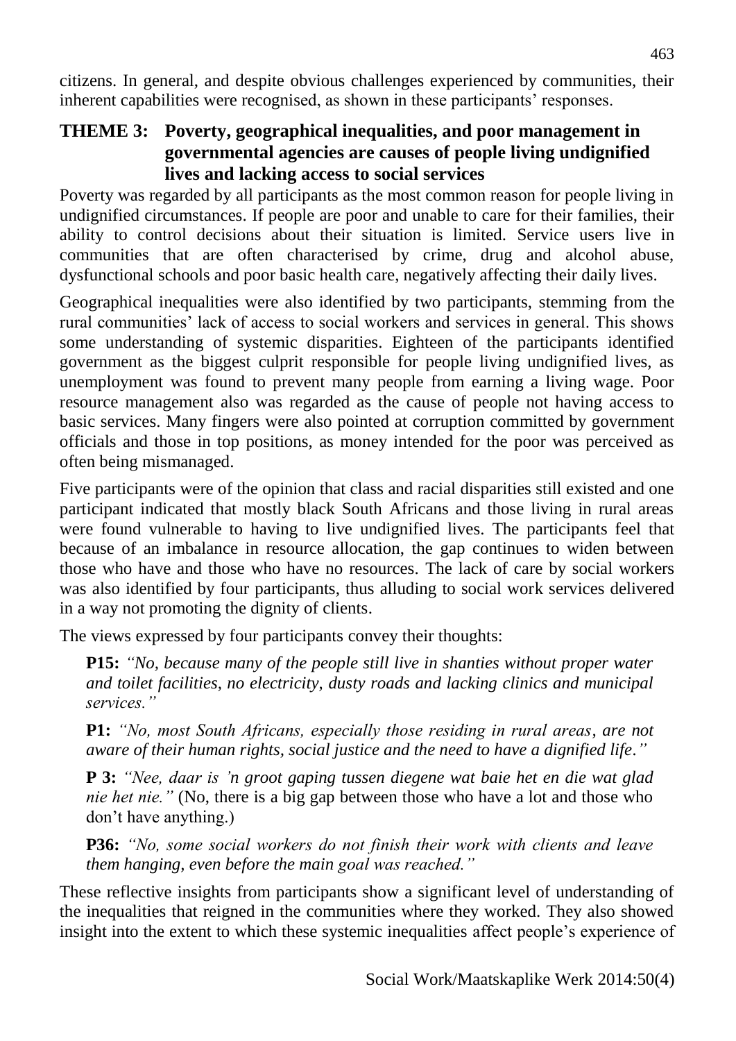citizens. In general, and despite obvious challenges experienced by communities, their inherent capabilities were recognised, as shown in these participants' responses.

### THEME 3: Poverty, geographical inequalities, and poor management in governmental agencies are causes of people living undignified lives and lacking access to social services

Poverty was regarded by all participants as the most common reason for people living in undignified circumstances. If people are poor and unable to care for their families, their ability to control decisions about their situation is limited. Service users live in communities that are often characterised by crime, drug and alcohol abuse, dysfunctional schools and poor basic health care, negatively affecting their daily lives.

Geographical inequalities were also identified by two participants, stemming from the rural communities' lack of access to social workers and services in general. This shows some understanding of systemic disparities. Eighteen of the participants identified government as the biggest culprit responsible for people living undignified lives, as unemployment was found to prevent many people from earning a living wage. Poor resource management also was regarded as the cause of people not having access to basic services. Many fingers were also pointed at corruption committed by government officials and those in top positions, as money intended for the poor was perceived as often being mismanaged.

Five participants were of the opinion that class and racial disparities still existed and one participant indicated that mostly black South Africans and those living in rural areas were found vulnerable to having to live undignified lives. The participants feel that because of an imbalance in resource allocation, the gap continues to widen between those who have and those who have no resources. The lack of care by social workers was also identified by four participants, thus alluding to social work services delivered in a way not promoting the dignity of clients.

The views expressed by four participants convey their thoughts:

> **P15:** *"No, because many of the people still live in shanties without proper water and toilet facilities, no electricity, dusty roads and lacking clinics and municipal services."*
>
> **P1:** *"No, most South Africans, especially those residing in rural areas, are not aware of their human rights, social justice and the need to have a dignified life."*
>
> **P 3:** *"Nee, daar is 'n groot gaping tussen diegene wat baie het en die wat glad nie het nie."* (No, there is a big gap between those who have a lot and those who don't have anything.)
>
> **P36:** *"No, some social workers do not finish their work with clients and leave them hanging, even before the main goal was reached."*

These reflective insights from participants show a significant level of understanding of the inequalities that reigned in the communities where they worked. They also showed insight into the extent to which these systemic inequalities affect people's experience of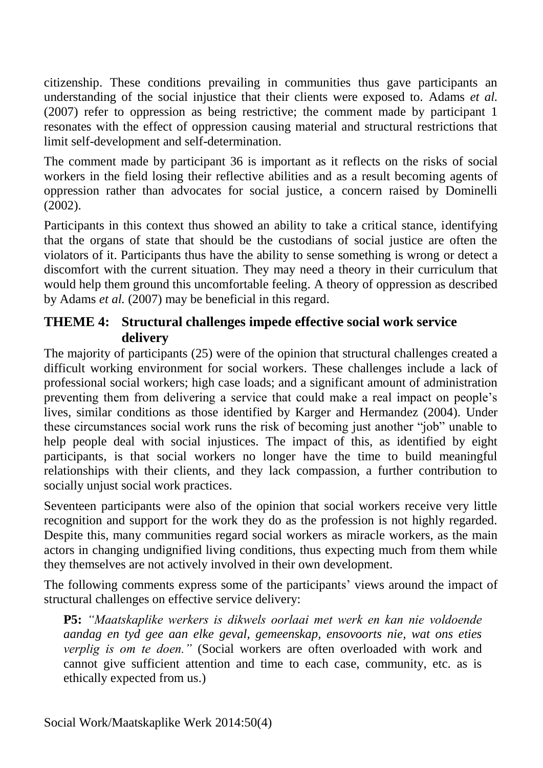citizenship. These conditions prevailing in communities thus gave participants an understanding of the social injustice that their clients were exposed to. Adams *et al.* (2007) refer to oppression as being restrictive; the comment made by participant 1 resonates with the effect of oppression causing material and structural restrictions that limit self-development and self-determination.

The comment made by participant 36 is important as it reflects on the risks of social workers in the field losing their reflective abilities and as a result becoming agents of oppression rather than advocates for social justice, a concern raised by Dominelli (2002).

Participants in this context thus showed an ability to take a critical stance, identifying that the organs of state that should be the custodians of social justice are often the violators of it. Participants thus have the ability to sense something is wrong or detect a discomfort with the current situation. They may need a theory in their curriculum that would help them ground this uncomfortable feeling. A theory of oppression as described by Adams *et al.* (2007) may be beneficial in this regard.

## THEME 4: Structural challenges impede effective social work service delivery

The majority of participants (25) were of the opinion that structural challenges created a difficult working environment for social workers. These challenges include a lack of professional social workers; high case loads; and a significant amount of administration preventing them from delivering a service that could make a real impact on people's lives, similar conditions as those identified by Karger and Hermandez (2004). Under these circumstances social work runs the risk of becoming just another "job" unable to help people deal with social injustices. The impact of this, as identified by eight participants, is that social workers no longer have the time to build meaningful relationships with their clients, and they lack compassion, a further contribution to socially unjust social work practices.

Seventeen participants were also of the opinion that social workers receive very little recognition and support for the work they do as the profession is not highly regarded. Despite this, many communities regard social workers as miracle workers, as the main actors in changing undignified living conditions, thus expecting much from them while they themselves are not actively involved in their own development.

The following comments express some of the participants' views around the impact of structural challenges on effective service delivery:

> **P5:** *"Maatskaplike werkers is dikwels oorlaai met werk en kan nie voldoende aandag en tyd gee aan elke geval, gemeenskap, ensovoorts nie, wat ons eties verplig is om te doen."* (Social workers are often overloaded with work and cannot give sufficient attention and time to each case, community, etc. as is ethically expected from us.)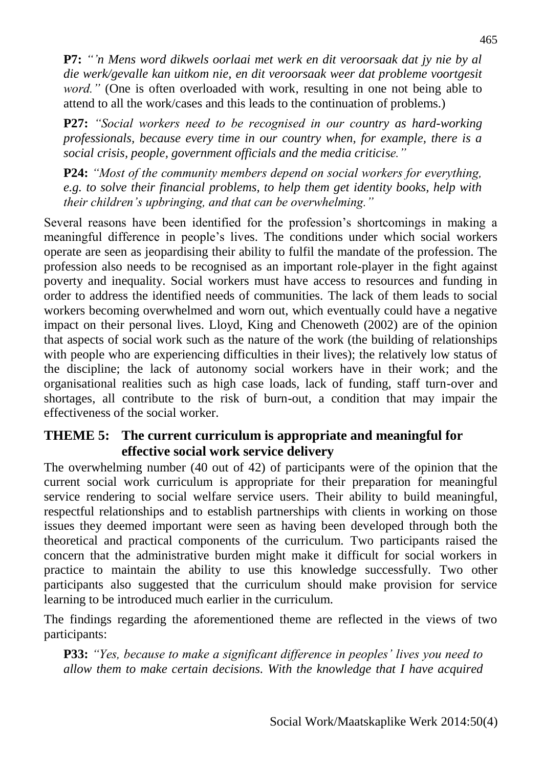**P7:** *"'n Mens word dikwels oorlaai met werk en dit veroorsaak dat jy nie by al die werk/gevalle kan uitkom nie, en dit veroorsaak weer dat probleme voortgesit word."* (One is often overloaded with work, resulting in one not being able to attend to all the work/cases and this leads to the continuation of problems.)

**P27:** *"Social workers need to be recognised in our country as hard-working professionals, because every time in our country when, for example, there is a social crisis, people, government officials and the media criticise."*

**P24:** *"Most of the community members depend on social workers for everything, e.g. to solve their financial problems, to help them get identity books, help with their children's upbringing, and that can be overwhelming."*

Several reasons have been identified for the profession's shortcomings in making a meaningful difference in people's lives. The conditions under which social workers operate are seen as jeopardising their ability to fulfil the mandate of the profession. The profession also needs to be recognised as an important role-player in the fight against poverty and inequality. Social workers must have access to resources and funding in order to address the identified needs of communities. The lack of them leads to social workers becoming overwhelmed and worn out, which eventually could have a negative impact on their personal lives. Lloyd, King and Chenoweth (2002) are of the opinion that aspects of social work such as the nature of the work (the building of relationships with people who are experiencing difficulties in their lives); the relatively low status of the discipline; the lack of autonomy social workers have in their work; and the organisational realities such as high case loads, lack of funding, staff turn-over and shortages, all contribute to the risk of burn-out, a condition that may impair the effectiveness of the social worker.

## THEME 5: The current curriculum is appropriate and meaningful for effective social work service delivery

The overwhelming number (40 out of 42) of participants were of the opinion that the current social work curriculum is appropriate for their preparation for meaningful service rendering to social welfare service users. Their ability to build meaningful, respectful relationships and to establish partnerships with clients in working on those issues they deemed important were seen as having been developed through both the theoretical and practical components of the curriculum. Two participants raised the concern that the administrative burden might make it difficult for social workers in practice to maintain the ability to use this knowledge successfully. Two other participants also suggested that the curriculum should make provision for service learning to be introduced much earlier in the curriculum.

The findings regarding the aforementioned theme are reflected in the views of two participants:

**P33:** *"Yes, because to make a significant difference in peoples' lives you need to allow them to make certain decisions. With the knowledge that I have acquired*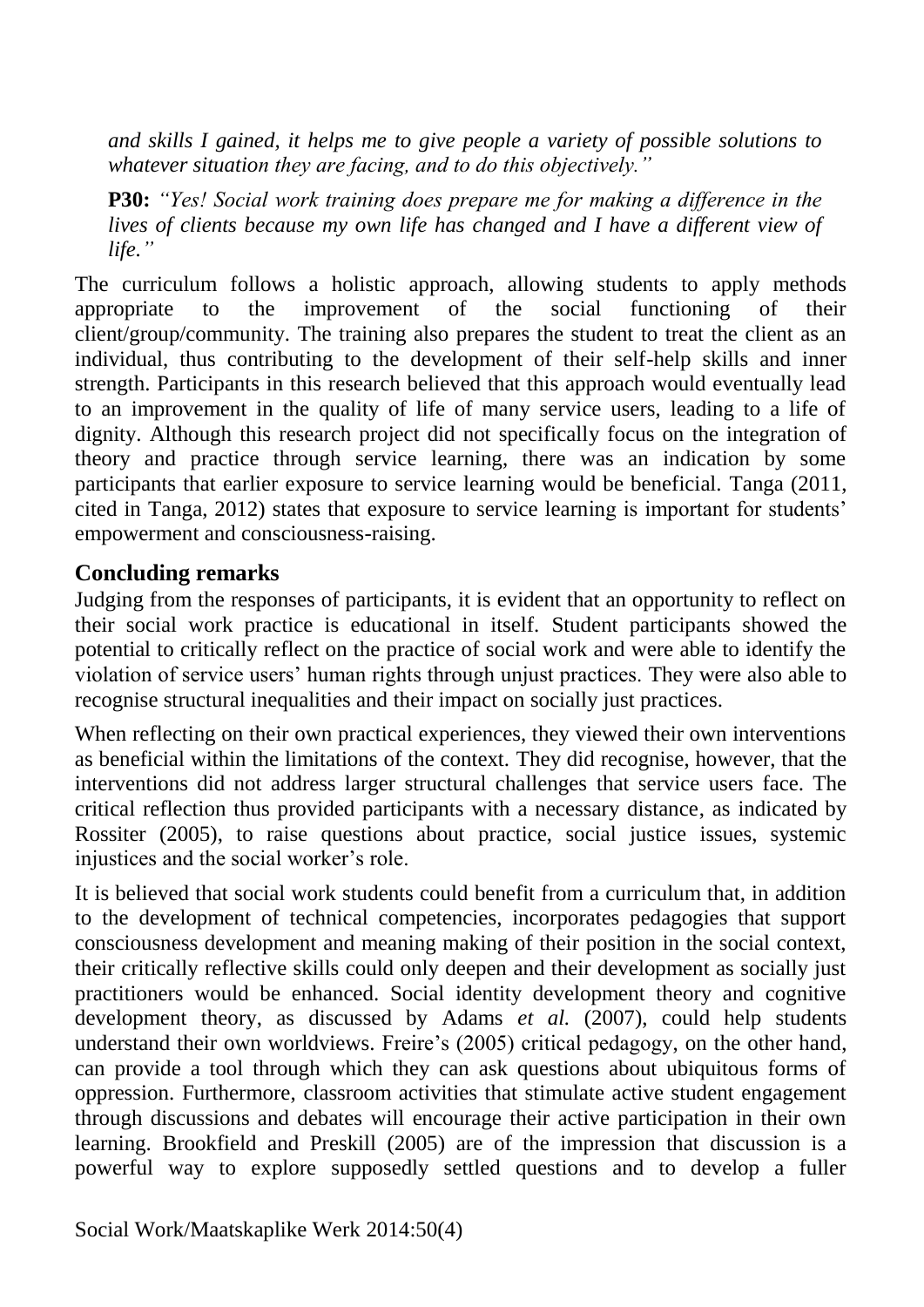*and skills I gained, it helps me to give people a variety of possible solutions to whatever situation they are facing, and to do this objectively."*

**P30:** *"Yes! Social work training does prepare me for making a difference in the lives of clients because my own life has changed and I have a different view of life."*

The curriculum follows a holistic approach, allowing students to apply methods appropriate to the improvement of the social functioning of their client/group/community. The training also prepares the student to treat the client as an individual, thus contributing to the development of their self-help skills and inner strength. Participants in this research believed that this approach would eventually lead to an improvement in the quality of life of many service users, leading to a life of dignity. Although this research project did not specifically focus on the integration of theory and practice through service learning, there was an indication by some participants that earlier exposure to service learning would be beneficial. Tanga (2011, cited in Tanga, 2012) states that exposure to service learning is important for students' empowerment and consciousness-raising.

## Concluding remarks

Judging from the responses of participants, it is evident that an opportunity to reflect on their social work practice is educational in itself. Student participants showed the potential to critically reflect on the practice of social work and were able to identify the violation of service users' human rights through unjust practices. They were also able to recognise structural inequalities and their impact on socially just practices.

When reflecting on their own practical experiences, they viewed their own interventions as beneficial within the limitations of the context. They did recognise, however, that the interventions did not address larger structural challenges that service users face. The critical reflection thus provided participants with a necessary distance, as indicated by Rossiter (2005), to raise questions about practice, social justice issues, systemic injustices and the social worker's role.

It is believed that social work students could benefit from a curriculum that, in addition to the development of technical competencies, incorporates pedagogies that support consciousness development and meaning making of their position in the social context, their critically reflective skills could only deepen and their development as socially just practitioners would be enhanced. Social identity development theory and cognitive development theory, as discussed by Adams *et al.* (2007), could help students understand their own worldviews. Freire's (2005) critical pedagogy, on the other hand, can provide a tool through which they can ask questions about ubiquitous forms of oppression. Furthermore, classroom activities that stimulate active student engagement through discussions and debates will encourage their active participation in their own learning. Brookfield and Preskill (2005) are of the impression that discussion is a powerful way to explore supposedly settled questions and to develop a fuller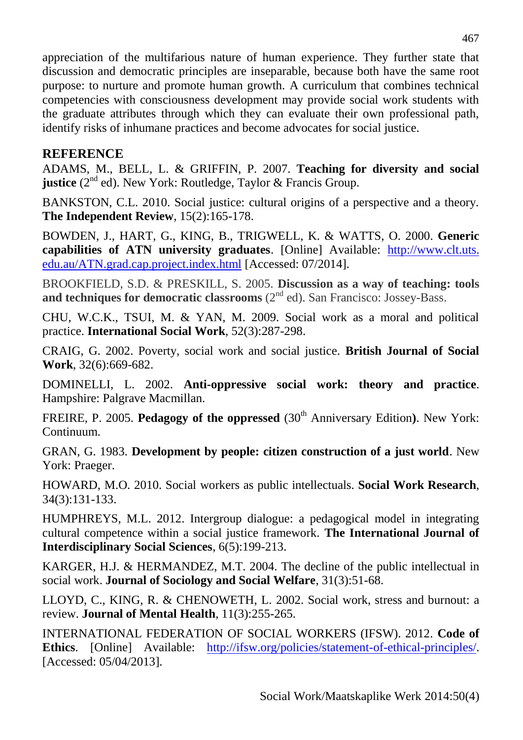appreciation of the multifarious nature of human experience. They further state that discussion and democratic principles are inseparable, because both have the same root purpose: to nurture and promote human growth. A curriculum that combines technical competencies with consciousness development may provide social work students with the graduate attributes through which they can evaluate their own professional path, identify risks of inhumane practices and become advocates for social justice.

## REFERENCE

ADAMS, M., BELL, L. & GRIFFIN, P. 2007. **Teaching for diversity and social justice** (2nd ed). New York: Routledge, Taylor & Francis Group.

BANKSTON, C.L. 2010. Social justice: cultural origins of a perspective and a theory. **The Independent Review**, 15(2):165-178.

BOWDEN, J., HART, G., KING, B., TRIGWELL, K. & WATTS, O. 2000. **Generic capabilities of ATN university graduates**. [Online] Available: http://www.clt.uts.edu.au/ATN.grad.cap.project.index.html [Accessed: 07/2014].

BROOKFIELD, S.D. & PRESKILL, S. 2005. **Discussion as a way of teaching: tools and techniques for democratic classrooms** (2nd ed). San Francisco: Jossey-Bass.

CHU, W.C.K., TSUI, M. & YAN, M. 2009. Social work as a moral and political practice. **International Social Work**, 52(3):287-298.

CRAIG, G. 2002. Poverty, social work and social justice. **British Journal of Social Work**, 32(6):669-682.

DOMINELLI, L. 2002. **Anti-oppressive social work: theory and practice**. Hampshire: Palgrave Macmillan.

FREIRE, P. 2005. **Pedagogy of the oppressed** (30th Anniversary Edition**)**. New York: Continuum.

GRAN, G. 1983. **Development by people: citizen construction of a just world**. New York: Praeger.

HOWARD, M.O. 2010. Social workers as public intellectuals. **Social Work Research**, 34(3):131-133.

HUMPHREYS, M.L. 2012. Intergroup dialogue: a pedagogical model in integrating cultural competence within a social justice framework. **The International Journal of Interdisciplinary Social Sciences**, 6(5):199-213.

KARGER, H.J. & HERMANDEZ, M.T. 2004. The decline of the public intellectual in social work. **Journal of Sociology and Social Welfare**, 31(3):51-68.

LLOYD, C., KING, R. & CHENOWETH, L. 2002. Social work, stress and burnout: a review. **Journal of Mental Health**, 11(3):255-265.

INTERNATIONAL FEDERATION OF SOCIAL WORKERS (IFSW). 2012. **Code of Ethics**. [Online] Available: http://ifsw.org/policies/statement-of-ethical-principles/. [Accessed: 05/04/2013].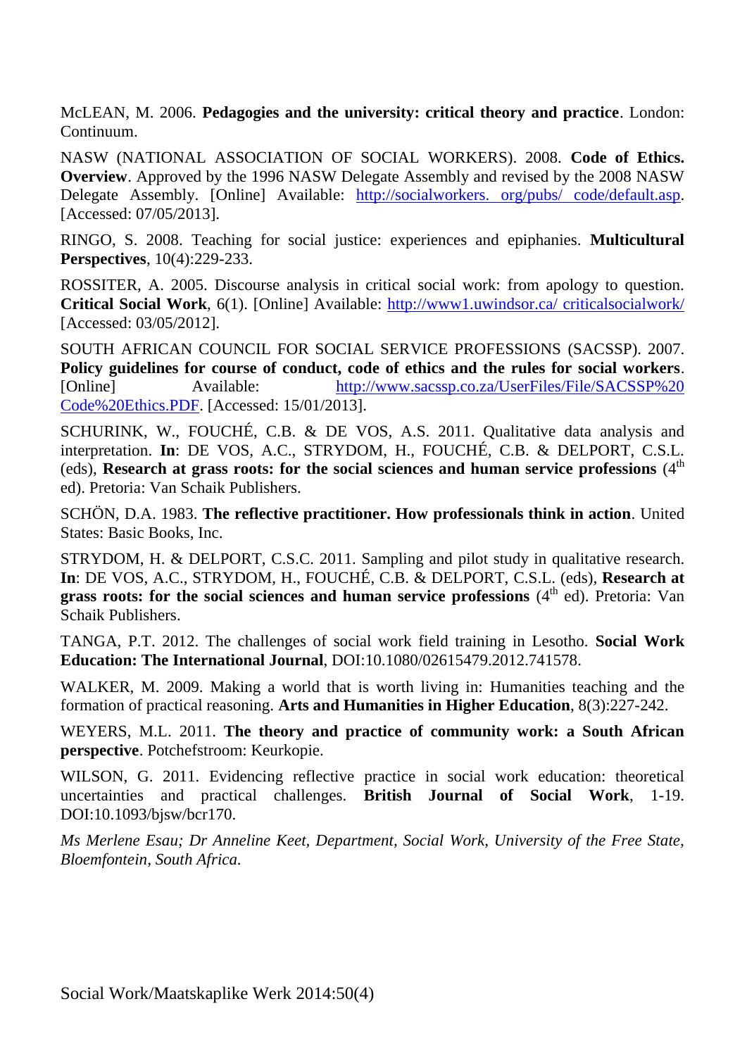McLEAN, M. 2006. **Pedagogies and the university: critical theory and practice**. London: Continuum.

NASW (NATIONAL ASSOCIATION OF SOCIAL WORKERS). 2008. **Code of Ethics. Overview**. Approved by the 1996 NASW Delegate Assembly and revised by the 2008 NASW Delegate Assembly. [Online] Available: http://socialworkers. org/pubs/ code/default.asp. [Accessed: 07/05/2013].

RINGO, S. 2008. Teaching for social justice: experiences and epiphanies. **Multicultural Perspectives**, 10(4):229-233.

ROSSITER, A. 2005. Discourse analysis in critical social work: from apology to question. **Critical Social Work**, 6(1). [Online] Available: http://www1.uwindsor.ca/ criticalsocialwork/ [Accessed: 03/05/2012].

SOUTH AFRICAN COUNCIL FOR SOCIAL SERVICE PROFESSIONS (SACSSP). 2007. **Policy guidelines for course of conduct, code of ethics and the rules for social workers**. [Online] Available: http://www.sacssp.co.za/UserFiles/File/SACSSP%20 Code%20Ethics.PDF. [Accessed: 15/01/2013].

SCHURINK, W., FOUCHÉ, C.B. & DE VOS, A.S. 2011. Qualitative data analysis and interpretation. **In**: DE VOS, A.C., STRYDOM, H., FOUCHÉ, C.B. & DELPORT, C.S.L. (eds), **Research at grass roots: for the social sciences and human service professions** (4th ed). Pretoria: Van Schaik Publishers.

SCHÖN, D.A. 1983. **The reflective practitioner. How professionals think in action**. United States: Basic Books, Inc.

STRYDOM, H. & DELPORT, C.S.C. 2011. Sampling and pilot study in qualitative research. **In**: DE VOS, A.C., STRYDOM, H., FOUCHÉ, C.B. & DELPORT, C.S.L. (eds), **Research at grass roots: for the social sciences and human service professions** (4th ed). Pretoria: Van Schaik Publishers.

TANGA, P.T. 2012. The challenges of social work field training in Lesotho. **Social Work Education: The International Journal**, DOI:10.1080/02615479.2012.741578.

WALKER, M. 2009. Making a world that is worth living in: Humanities teaching and the formation of practical reasoning. **Arts and Humanities in Higher Education**, 8(3):227-242.

WEYERS, M.L. 2011. **The theory and practice of community work: a South African perspective**. Potchefstroom: Keurkopie.

WILSON, G. 2011. Evidencing reflective practice in social work education: theoretical uncertainties and practical challenges. **British Journal of Social Work**, 1-19. DOI:10.1093/bjsw/bcr170.

*Ms Merlene Esau; Dr Anneline Keet, Department, Social Work, University of the Free State, Bloemfontein, South Africa.*